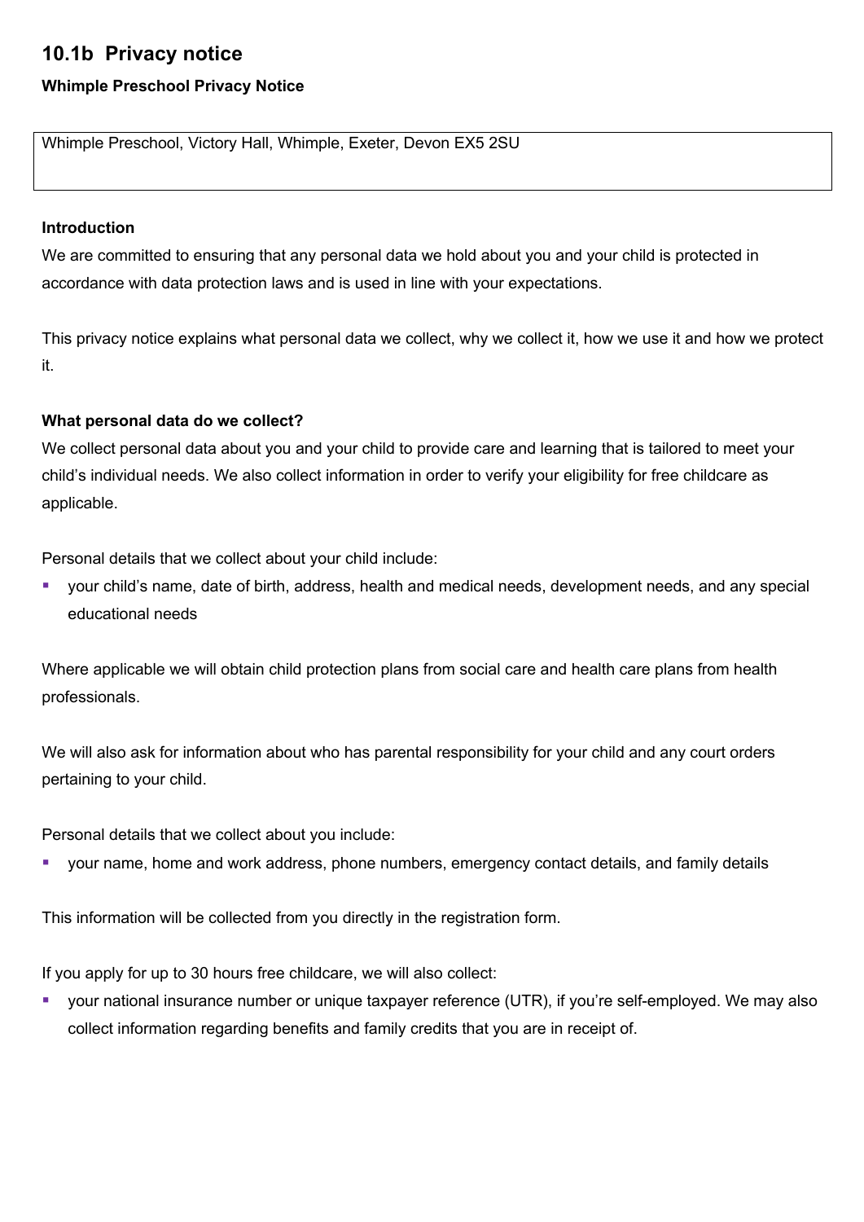## 10.1b Privacy notice

**Whimple Preschool Privacy Notice**

| Whimple Preschool, Victory Hall, Whimple, Exeter, Devon EX5 2SU |
| --- |

**Introduction**

We are committed to ensuring that any personal data we hold about you and your child is protected in accordance with data protection laws and is used in line with your expectations.

This privacy notice explains what personal data we collect, why we collect it, how we use it and how we protect it.

**What personal data do we collect?**

We collect personal data about you and your child to provide care and learning that is tailored to meet your child's individual needs. We also collect information in order to verify your eligibility for free childcare as applicable.

Personal details that we collect about your child include:

- your child's name, date of birth, address, health and medical needs, development needs, and any special educational needs

Where applicable we will obtain child protection plans from social care and health care plans from health professionals.

We will also ask for information about who has parental responsibility for your child and any court orders pertaining to your child.

Personal details that we collect about you include:

- your name, home and work address, phone numbers, emergency contact details, and family details

This information will be collected from you directly in the registration form.

If you apply for up to 30 hours free childcare, we will also collect:

- your national insurance number or unique taxpayer reference (UTR), if you're self-employed. We may also collect information regarding benefits and family credits that you are in receipt of.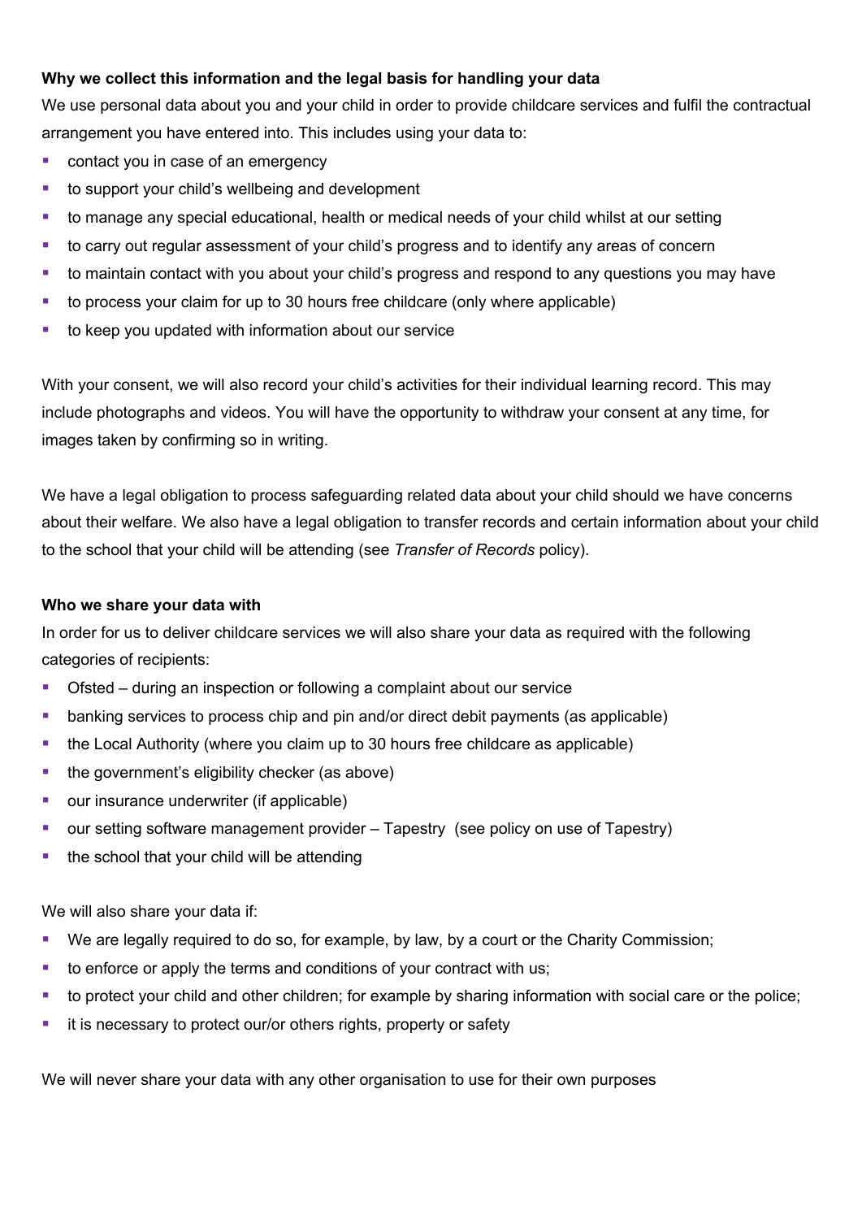**Why we collect this information and the legal basis for handling your data**

We use personal data about you and your child in order to provide childcare services and fulfil the contractual arrangement you have entered into. This includes using your data to:

- contact you in case of an emergency
- to support your child's wellbeing and development
- to manage any special educational, health or medical needs of your child whilst at our setting
- to carry out regular assessment of your child's progress and to identify any areas of concern
- to maintain contact with you about your child's progress and respond to any questions you may have
- to process your claim for up to 30 hours free childcare (only where applicable)
- to keep you updated with information about our service

With your consent, we will also record your child's activities for their individual learning record. This may include photographs and videos. You will have the opportunity to withdraw your consent at any time, for images taken by confirming so in writing.

We have a legal obligation to process safeguarding related data about your child should we have concerns about their welfare. We also have a legal obligation to transfer records and certain information about your child to the school that your child will be attending (see *Transfer of Records* policy).

**Who we share your data with**

In order for us to deliver childcare services we will also share your data as required with the following categories of recipients:

- Ofsted – during an inspection or following a complaint about our service
- banking services to process chip and pin and/or direct debit payments (as applicable)
- the Local Authority (where you claim up to 30 hours free childcare as applicable)
- the government's eligibility checker (as above)
- our insurance underwriter (if applicable)
- our setting software management provider – Tapestry (see policy on use of Tapestry)
- the school that your child will be attending

We will also share your data if:

- We are legally required to do so, for example, by law, by a court or the Charity Commission;
- to enforce or apply the terms and conditions of your contract with us;
- to protect your child and other children; for example by sharing information with social care or the police;
- it is necessary to protect our/or others rights, property or safety

We will never share your data with any other organisation to use for their own purposes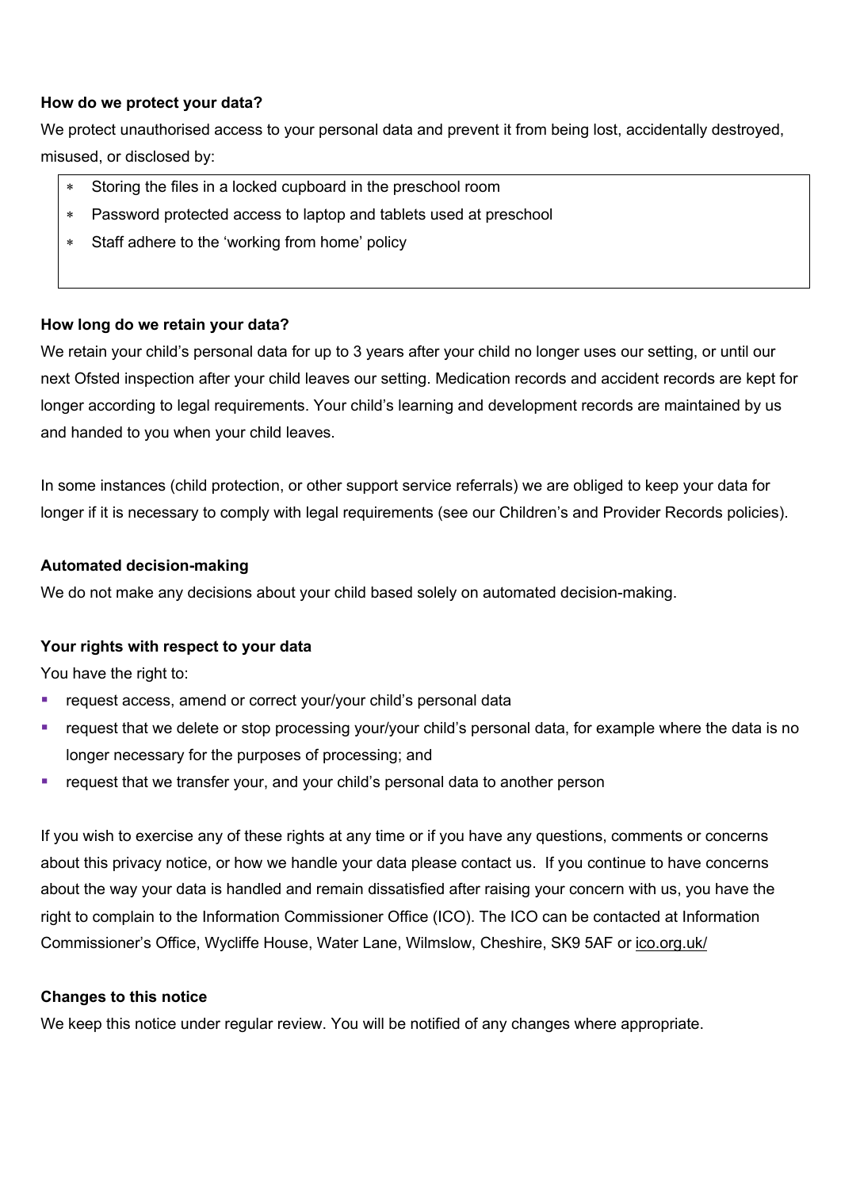**How do we protect your data?**

We protect unauthorised access to your personal data and prevent it from being lost, accidentally destroyed, misused, or disclosed by:

- Storing the files in a locked cupboard in the preschool room
- Password protected access to laptop and tablets used at preschool
- Staff adhere to the 'working from home' policy

**How long do we retain your data?**

We retain your child's personal data for up to 3 years after your child no longer uses our setting, or until our next Ofsted inspection after your child leaves our setting. Medication records and accident records are kept for longer according to legal requirements. Your child's learning and development records are maintained by us and handed to you when your child leaves.

In some instances (child protection, or other support service referrals) we are obliged to keep your data for longer if it is necessary to comply with legal requirements (see our Children's and Provider Records policies).

**Automated decision-making**

We do not make any decisions about your child based solely on automated decision-making.

**Your rights with respect to your data**

You have the right to:

- request access, amend or correct your/your child's personal data
- request that we delete or stop processing your/your child's personal data, for example where the data is no longer necessary for the purposes of processing; and
- request that we transfer your, and your child's personal data to another person

If you wish to exercise any of these rights at any time or if you have any questions, comments or concerns about this privacy notice, or how we handle your data please contact us. If you continue to have concerns about the way your data is handled and remain dissatisfied after raising your concern with us, you have the right to complain to the Information Commissioner Office (ICO). The ICO can be contacted at Information Commissioner's Office, Wycliffe House, Water Lane, Wilmslow, Cheshire, SK9 5AF or ico.org.uk/

**Changes to this notice**

We keep this notice under regular review. You will be notified of any changes where appropriate.